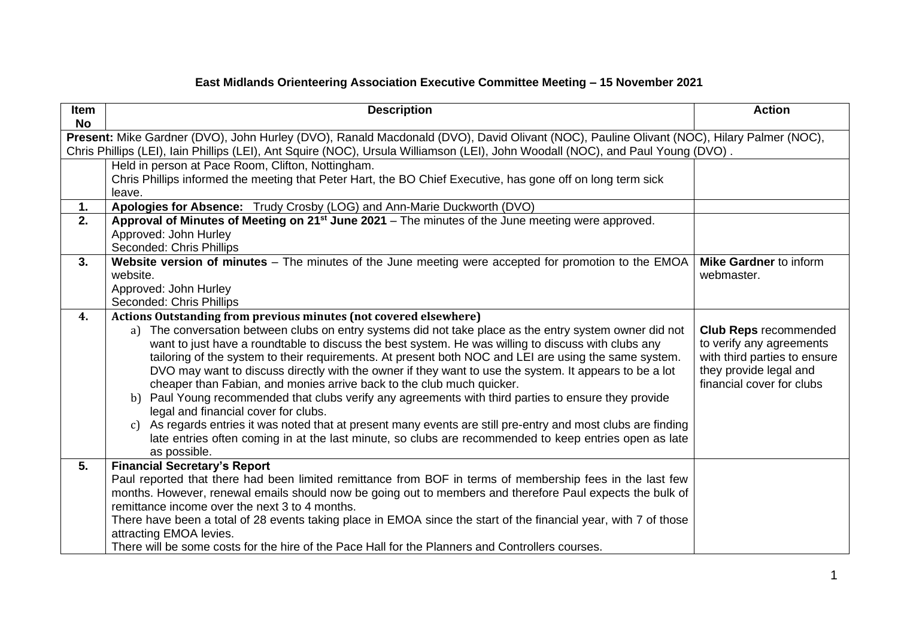# East Midlands Orienteering Association Executive Committee Meeting – 15 November 2021

| Item No | Description | Action |
|---|---|---|
| **Present:** Mike Gardner (DVO), John Hurley (DVO), Ranald Macdonald (DVO), David Olivant (NOC), Pauline Olivant (NOC), Hilary Palmer (NOC), Chris Phillips (LEI), Iain Phillips (LEI), Ant Squire (NOC), Ursula Williamson (LEI), John Woodall (NOC), and Paul Young (DVO) . | | |
| | Held in person at Pace Room, Clifton, Nottingham.<br>Chris Phillips informed the meeting that Peter Hart, the BO Chief Executive, has gone off on long term sick leave. | |
| **1.** | **Apologies for Absence:** Trudy Crosby (LOG) and Ann-Marie Duckworth (DVO) | |
| **2.** | **Approval of Minutes of Meeting on 21st June 2021** – The minutes of the June meeting were approved.<br>Approved: John Hurley<br>Seconded: Chris Phillips | |
| **3.** | **Website version of minutes** – The minutes of the June meeting were accepted for promotion to the EMOA website.<br>Approved: John Hurley<br>Seconded: Chris Phillips | **Mike Gardner** to inform webmaster. |
| **4.** | **Actions Outstanding from previous minutes (not covered elsewhere)**<br>a) The conversation between clubs on entry systems did not take place as the entry system owner did not want to just have a roundtable to discuss the best system. He was willing to discuss with clubs any tailoring of the system to their requirements. At present both NOC and LEI are using the same system. DVO may want to discuss directly with the owner if they want to use the system. It appears to be a lot cheaper than Fabian, and monies arrive back to the club much quicker.<br>b) Paul Young recommended that clubs verify any agreements with third parties to ensure they provide legal and financial cover for clubs.<br>c) As regards entries it was noted that at present many events are still pre-entry and most clubs are finding late entries often coming in at the last minute, so clubs are recommended to keep entries open as late as possible. | **Club Reps** recommended to verify any agreements with third parties to ensure they provide legal and financial cover for clubs |
| **5.** | **Financial Secretary's Report**<br>Paul reported that there had been limited remittance from BOF in terms of membership fees in the last few months. However, renewal emails should now be going out to members and therefore Paul expects the bulk of remittance income over the next 3 to 4 months.<br>There have been a total of 28 events taking place in EMOA since the start of the financial year, with 7 of those attracting EMOA levies.<br>There will be some costs for the hire of the Pace Hall for the Planners and Controllers courses. | |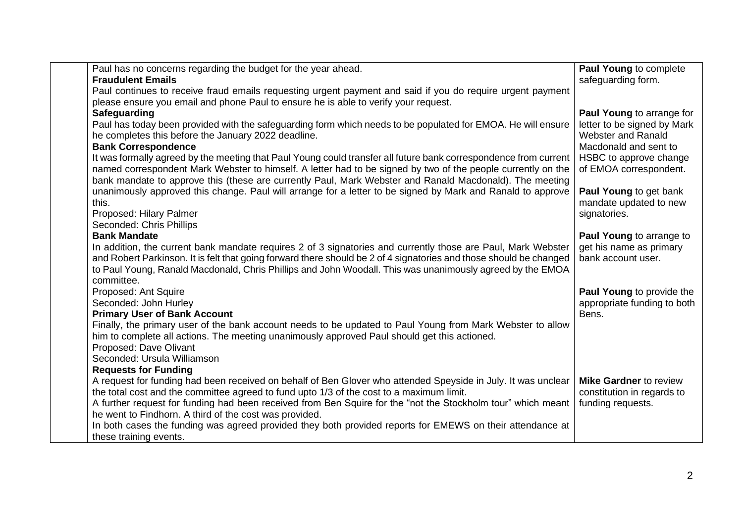|  | Paul has no concerns regarding the budget for the year ahead.<br>**Fraudulent Emails**<br>Paul continues to receive fraud emails requesting urgent payment and said if you do require urgent payment please ensure you email and phone Paul to ensure he is able to verify your request.<br>**Safeguarding**<br>Paul has today been provided with the safeguarding form which needs to be populated for EMOA. He will ensure he completes this before the January 2022 deadline.<br>**Bank Correspondence**<br>It was formally agreed by the meeting that Paul Young could transfer all future bank correspondence from current named correspondent Mark Webster to himself. A letter had to be signed by two of the people currently on the bank mandate to approve this (these are currently Paul, Mark Webster and Ranald Macdonald). The meeting unanimously approved this change. Paul will arrange for a letter to be signed by Mark and Ranald to approve this.<br>Proposed: Hilary Palmer<br>Seconded: Chris Phillips<br>**Bank Mandate**<br>In addition, the current bank mandate requires 2 of 3 signatories and currently those are Paul, Mark Webster and Robert Parkinson. It is felt that going forward there should be 2 of 4 signatories and those should be changed to Paul Young, Ranald Macdonald, Chris Phillips and John Woodall. This was unanimously agreed by the EMOA committee.<br>Proposed: Ant Squire<br>Seconded: John Hurley<br>**Primary User of Bank Account**<br>Finally, the primary user of the bank account needs to be updated to Paul Young from Mark Webster to allow him to complete all actions. The meeting unanimously approved Paul should get this actioned.<br>Proposed: Dave Olivant<br>Seconded: Ursula Williamson<br>**Requests for Funding**<br>A request for funding had been received on behalf of Ben Glover who attended Speyside in July. It was unclear the total cost and the committee agreed to fund upto 1/3 of the cost to a maximum limit.<br>A further request for funding had been received from Ben Squire for the "not the Stockholm tour" which meant he went to Findhorn. A third of the cost was provided.<br>In both cases the funding was agreed provided they both provided reports for EMEWS on their attendance at these training events. | **Paul Young** to complete safeguarding form.<br><br>**Paul Young** to arrange for letter to be signed by Mark Webster and Ranald Macdonald and sent to HSBC to approve change of EMOA correspondent.<br><br>**Paul Young** to get bank mandate updated to new signatories.<br><br>**Paul Young** to arrange to get his name as primary bank account user.<br><br>**Paul Young** to provide the appropriate funding to both Bens.<br><br>**Mike Gardner** to review constitution in regards to funding requests. |
|---|---|---|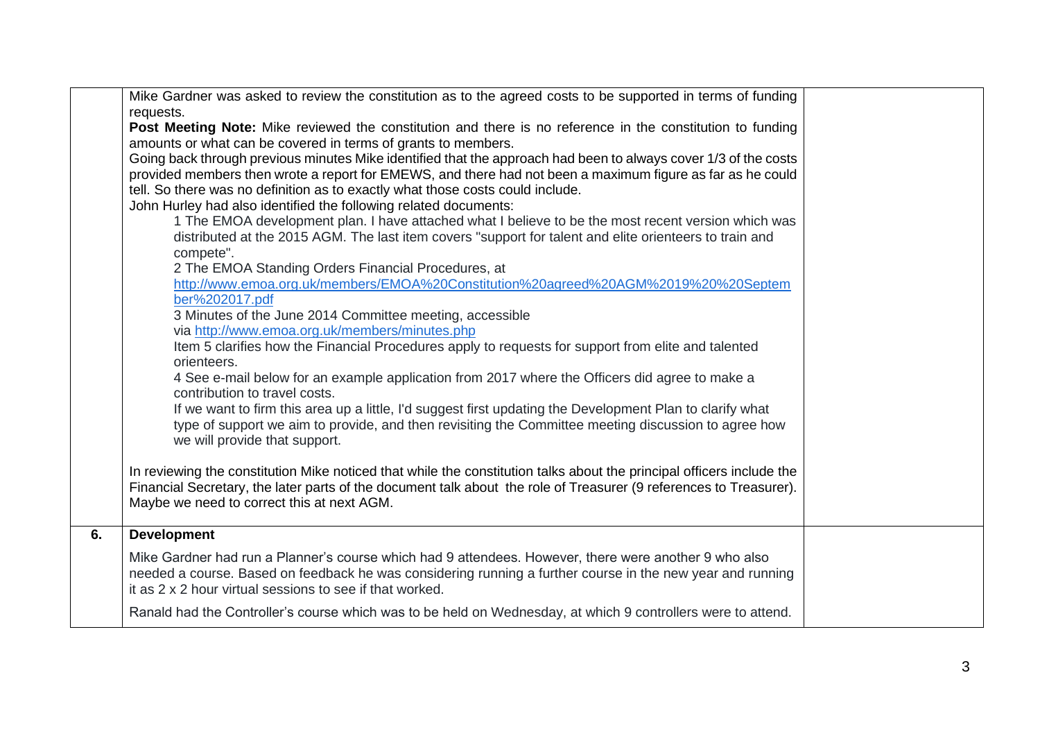| | | |
|---|---|---|
| | Mike Gardner was asked to review the constitution as to the agreed costs to be supported in terms of funding requests.<br>**Post Meeting Note:** Mike reviewed the constitution and there is no reference in the constitution to funding amounts or what can be covered in terms of grants to members.<br>Going back through previous minutes Mike identified that the approach had been to always cover 1/3 of the costs provided members then wrote a report for EMEWS, and there had not been a maximum figure as far as he could tell. So there was no definition as to exactly what those costs could include.<br>John Hurley had also identified the following related documents:<br>1 The EMOA development plan. I have attached what I believe to be the most recent version which was distributed at the 2015 AGM. The last item covers "support for talent and elite orienteers to train and compete".<br>2 The EMOA Standing Orders Financial Procedures, at http://www.emoa.org.uk/members/EMOA%20Constitution%20agreed%20AGM%2019%20%20September%202017.pdf<br>3 Minutes of the June 2014 Committee meeting, accessible via http://www.emoa.org.uk/members/minutes.php<br>Item 5 clarifies how the Financial Procedures apply to requests for support from elite and talented orienteers.<br>4 See e-mail below for an example application from 2017 where the Officers did agree to make a contribution to travel costs.<br>If we want to firm this area up a little, I'd suggest first updating the Development Plan to clarify what type of support we aim to provide, and then revisiting the Committee meeting discussion to agree how we will provide that support.<br><br>In reviewing the constitution Mike noticed that while the constitution talks about the principal officers include the Financial Secretary, the later parts of the document talk about the role of Treasurer (9 references to Treasurer). Maybe we need to correct this at next AGM. | |
| **6.** | **Development**<br><br>Mike Gardner had run a Planner's course which had 9 attendees. However, there were another 9 who also needed a course. Based on feedback he was considering running a further course in the new year and running it as 2 x 2 hour virtual sessions to see if that worked.<br><br>Ranald had the Controller's course which was to be held on Wednesday, at which 9 controllers were to attend. | |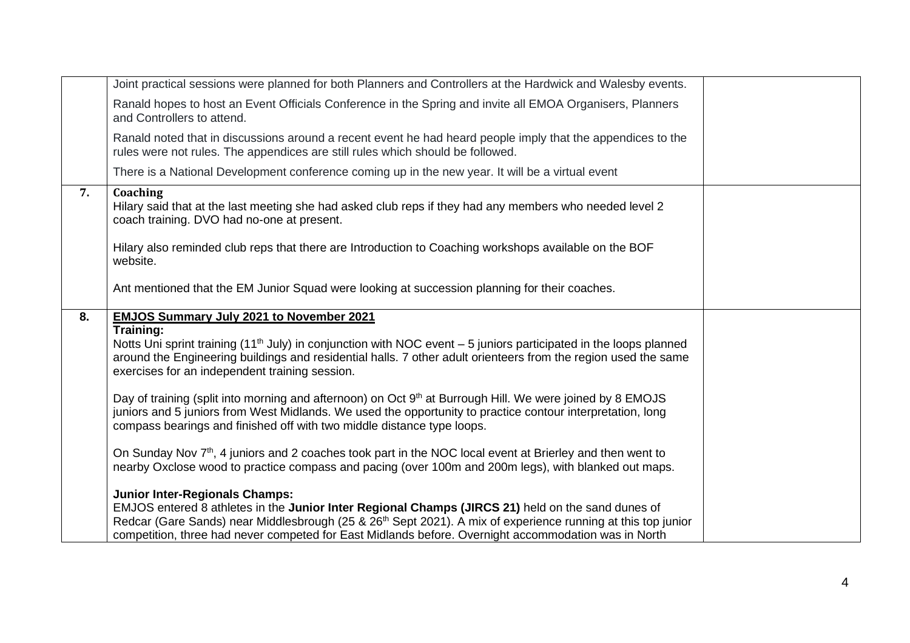| | | |
|---|---|---|
| | Joint practical sessions were planned for both Planners and Controllers at the Hardwick and Walesby events.<br><br>Ranald hopes to host an Event Officials Conference in the Spring and invite all EMOA Organisers, Planners and Controllers to attend.<br><br>Ranald noted that in discussions around a recent event he had heard people imply that the appendices to the rules were not rules. The appendices are still rules which should be followed.<br><br>There is a National Development conference coming up in the new year. It will be a virtual event | |
| **7.** | **Coaching**<br>Hilary said that at the last meeting she had asked club reps if they had any members who needed level 2 coach training. DVO had no-one at present.<br><br>Hilary also reminded club reps that there are Introduction to Coaching workshops available on the BOF website.<br><br>Ant mentioned that the EM Junior Squad were looking at succession planning for their coaches. | |
| **8.** | <u>**EMJOS Summary July 2021 to November 2021**</u><br>**Training:**<br>Notts Uni sprint training (11th July) in conjunction with NOC event – 5 juniors participated in the loops planned around the Engineering buildings and residential halls. 7 other adult orienteers from the region used the same exercises for an independent training session.<br><br>Day of training (split into morning and afternoon) on Oct 9th at Burrough Hill. We were joined by 8 EMOJS juniors and 5 juniors from West Midlands. We used the opportunity to practice contour interpretation, long compass bearings and finished off with two middle distance type loops.<br><br>On Sunday Nov 7th, 4 juniors and 2 coaches took part in the NOC local event at Brierley and then went to nearby Oxclose wood to practice compass and pacing (over 100m and 200m legs), with blanked out maps.<br><br>**Junior Inter-Regionals Champs:**<br>EMJOS entered 8 athletes in the **Junior Inter Regional Champs (JIRCS 21)** held on the sand dunes of Redcar (Gare Sands) near Middlesbrough (25 & 26th Sept 2021). A mix of experience running at this top junior competition, three had never competed for East Midlands before. Overnight accommodation was in North | |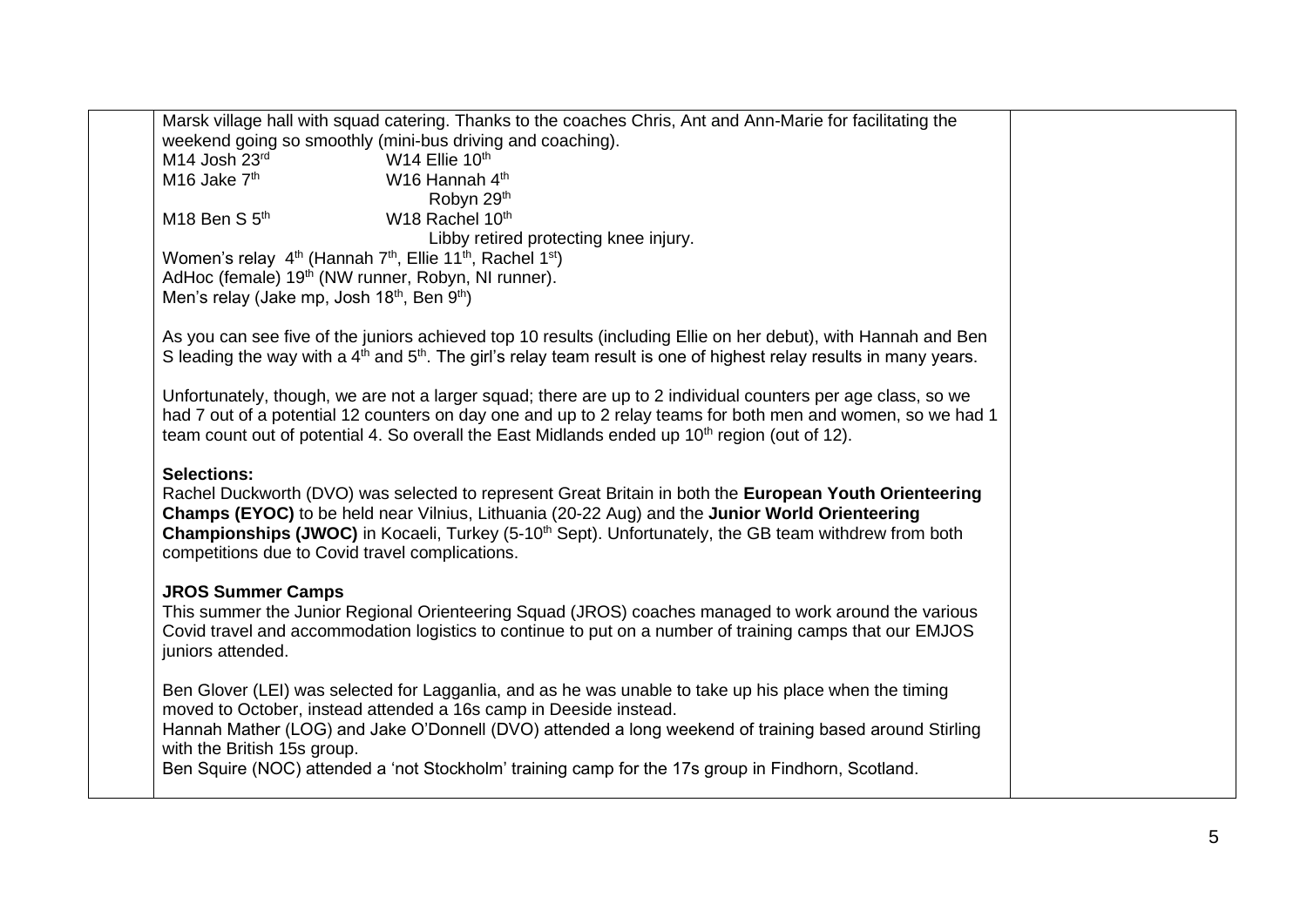Marsk village hall with squad catering. Thanks to the coaches Chris, Ant and Ann-Marie for facilitating the weekend going so smoothly (mini-bus driving and coaching).

| | |
|---|---|
| M14 Josh 23rd | W14 Ellie 10th |
| M16 Jake 7th | W16 Hannah 4th |
| | Robyn 29th |
| M18 Ben S 5th | W18 Rachel 10th |
| | Libby retired protecting knee injury. |

Women's relay 4th (Hannah 7th, Ellie 11th, Rachel 1st)
AdHoc (female) 19th (NW runner, Robyn, NI runner).
Men's relay (Jake mp, Josh 18th, Ben 9th)

As you can see five of the juniors achieved top 10 results (including Ellie on her debut), with Hannah and Ben S leading the way with a 4th and 5th. The girl's relay team result is one of highest relay results in many years.

Unfortunately, though, we are not a larger squad; there are up to 2 individual counters per age class, so we had 7 out of a potential 12 counters on day one and up to 2 relay teams for both men and women, so we had 1 team count out of potential 4. So overall the East Midlands ended up 10th region (out of 12).

**Selections:**
Rachel Duckworth (DVO) was selected to represent Great Britain in both the **European Youth Orienteering Champs (EYOC)** to be held near Vilnius, Lithuania (20-22 Aug) and the **Junior World Orienteering Championships (JWOC)** in Kocaeli, Turkey (5-10th Sept). Unfortunately, the GB team withdrew from both competitions due to Covid travel complications.

**JROS Summer Camps**
This summer the Junior Regional Orienteering Squad (JROS) coaches managed to work around the various Covid travel and accommodation logistics to continue to put on a number of training camps that our EMJOS juniors attended.

Ben Glover (LEI) was selected for Lagganlia, and as he was unable to take up his place when the timing moved to October, instead attended a 16s camp in Deeside instead.
Hannah Mather (LOG) and Jake O'Donnell (DVO) attended a long weekend of training based around Stirling with the British 15s group.
Ben Squire (NOC) attended a 'not Stockholm' training camp for the 17s group in Findhorn, Scotland.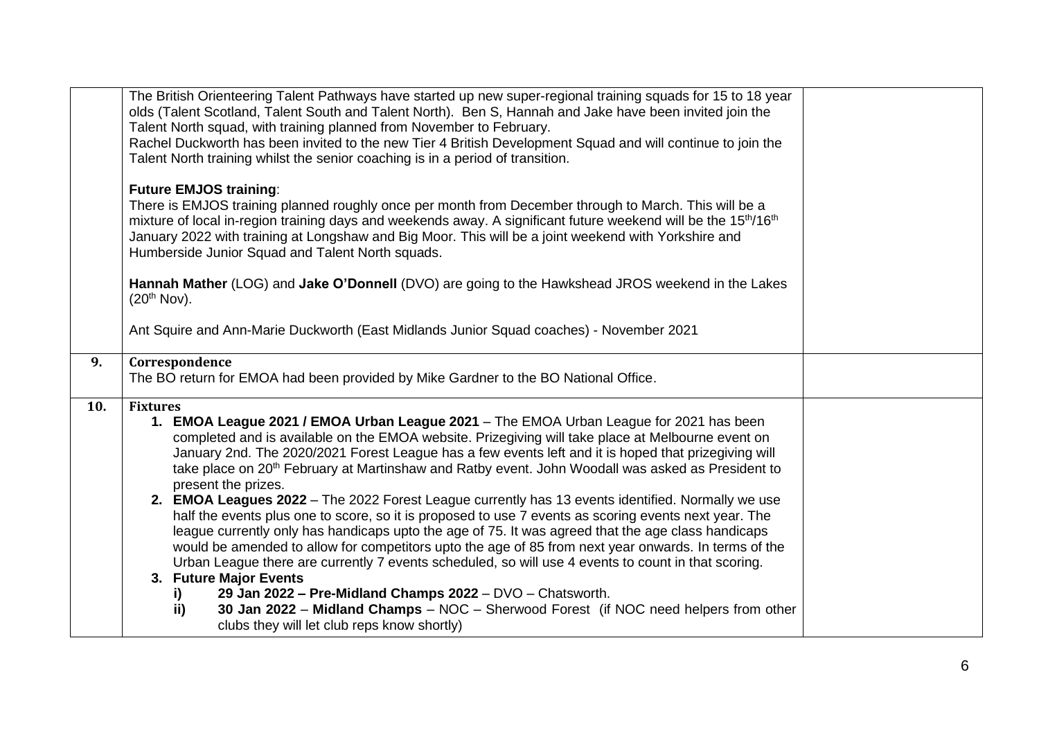| | | |
|---|---|---|
| | The British Orienteering Talent Pathways have started up new super-regional training squads for 15 to 18 year olds (Talent Scotland, Talent South and Talent North). Ben S, Hannah and Jake have been invited join the Talent North squad, with training planned from November to February.<br>Rachel Duckworth has been invited to the new Tier 4 British Development Squad and will continue to join the Talent North training whilst the senior coaching is in a period of transition.<br><br>**Future EMJOS training**:<br>There is EMJOS training planned roughly once per month from December through to March. This will be a mixture of local in-region training days and weekends away. A significant future weekend will be the 15th/16th January 2022 with training at Longshaw and Big Moor. This will be a joint weekend with Yorkshire and Humberside Junior Squad and Talent North squads.<br><br>**Hannah Mather** (LOG) and **Jake O'Donnell** (DVO) are going to the Hawkshead JROS weekend in the Lakes (20th Nov).<br><br>Ant Squire and Ann-Marie Duckworth (East Midlands Junior Squad coaches) - November 2021 | |
| **9.** | **Correspondence**<br>The BO return for EMOA had been provided by Mike Gardner to the BO National Office. | |
| **10.** | **Fixtures**<br>1. **EMOA League 2021 / EMOA Urban League 2021** – The EMOA Urban League for 2021 has been completed and is available on the EMOA website. Prizegiving will take place at Melbourne event on January 2nd. The 2020/2021 Forest League has a few events left and it is hoped that prizegiving will take place on 20th February at Martinshaw and Ratby event. John Woodall was asked as President to present the prizes.<br>2. **EMOA Leagues 2022** – The 2022 Forest League currently has 13 events identified. Normally we use half the events plus one to score, so it is proposed to use 7 events as scoring events next year. The league currently only has handicaps upto the age of 75. It was agreed that the age class handicaps would be amended to allow for competitors upto the age of 85 from next year onwards. In terms of the Urban League there are currently 7 events scheduled, so will use 4 events to count in that scoring.<br>3. **Future Major Events**<br>i) **29 Jan 2022 – Pre-Midland Champs 2022** – DVO – Chatsworth.<br>ii) **30 Jan 2022** – **Midland Champs** – NOC – Sherwood Forest (if NOC need helpers from other clubs they will let club reps know shortly) | |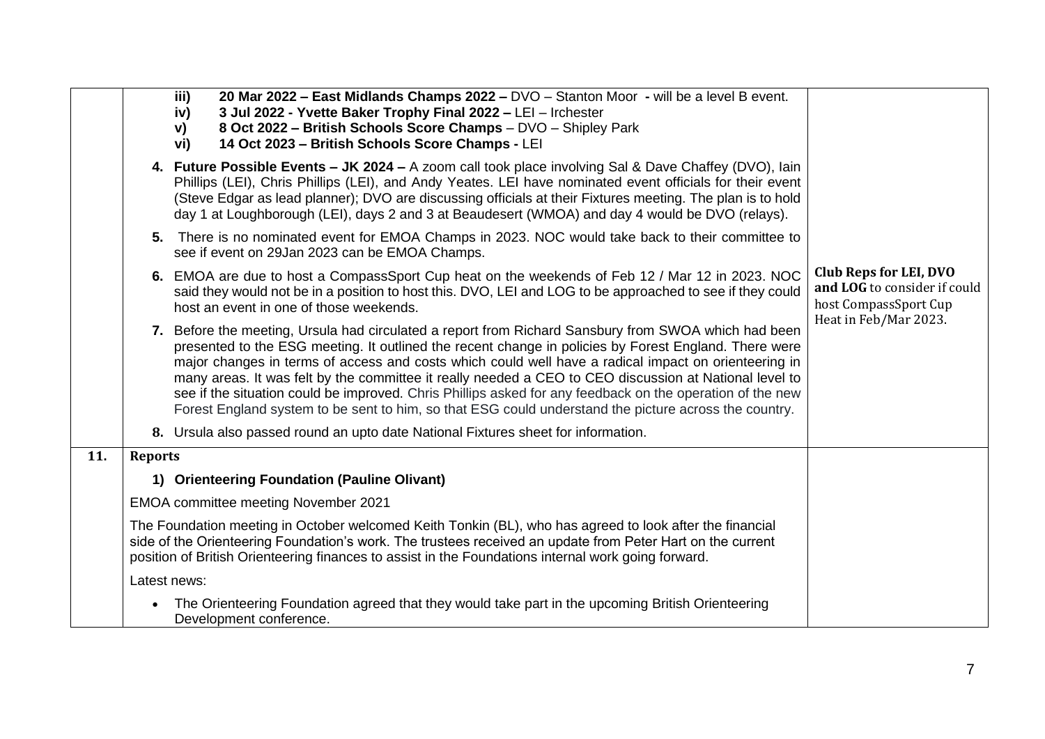| | | |
|---|---|---|
| | iii) **20 Mar 2022 – East Midlands Champs 2022 –** DVO – Stanton Moor **-** will be a level B event.<br>iv) **3 Jul 2022 - Yvette Baker Trophy Final 2022 –** LEI – Irchester<br>v) **8 Oct 2022 – British Schools Score Champs** – DVO – Shipley Park<br>vi) **14 Oct 2023 – British Schools Score Champs -** LEI | |
| | **4. Future Possible Events – JK 2024 –** A zoom call took place involving Sal & Dave Chaffey (DVO), Iain Phillips (LEI), Chris Phillips (LEI), and Andy Yeates. LEI have nominated event officials for their event (Steve Edgar as lead planner); DVO are discussing officials at their Fixtures meeting. The plan is to hold day 1 at Loughborough (LEI), days 2 and 3 at Beaudesert (WMOA) and day 4 would be DVO (relays). | |
| | **5.** There is no nominated event for EMOA Champs in 2023. NOC would take back to their committee to see if event on 29Jan 2023 can be EMOA Champs. | |
| | **6.** EMOA are due to host a CompassSport Cup heat on the weekends of Feb 12 / Mar 12 in 2023. NOC said they would not be in a position to host this. DVO, LEI and LOG to be approached to see if they could host an event in one of those weekends. | **Club Reps for LEI, DVO and LOG** to consider if could host CompassSport Cup Heat in Feb/Mar 2023. |
| | **7.** Before the meeting, Ursula had circulated a report from Richard Sansbury from SWOA which had been presented to the ESG meeting. It outlined the recent change in policies by Forest England. There were major changes in terms of access and costs which could well have a radical impact on orienteering in many areas. It was felt by the committee it really needed a CEO to CEO discussion at National level to see if the situation could be improved. Chris Phillips asked for any feedback on the operation of the new Forest England system to be sent to him, so that ESG could understand the picture across the country. | |
| | **8.** Ursula also passed round an upto date National Fixtures sheet for information. | |
| **11.** | **Reports** | |
| | **1) Orienteering Foundation (Pauline Olivant)** | |
| | EMOA committee meeting November 2021 | |
| | The Foundation meeting in October welcomed Keith Tonkin (BL), who has agreed to look after the financial side of the Orienteering Foundation's work. The trustees received an update from Peter Hart on the current position of British Orienteering finances to assist in the Foundations internal work going forward. | |
| | Latest news: | |
| | • The Orienteering Foundation agreed that they would take part in the upcoming British Orienteering Development conference. | |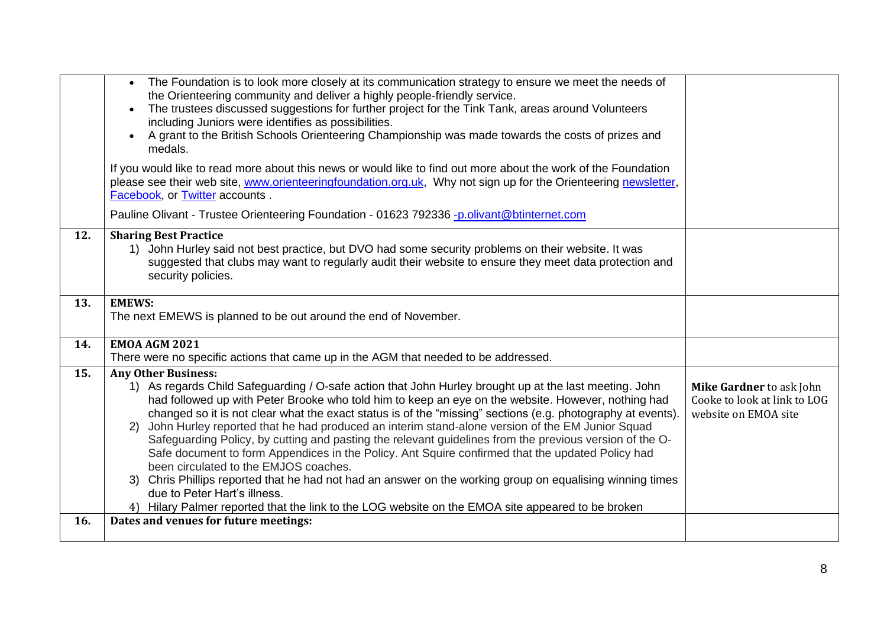| | | |
|---|---|---|
| | • The Foundation is to look more closely at its communication strategy to ensure we meet the needs of the Orienteering community and deliver a highly people-friendly service.<br>• The trustees discussed suggestions for further project for the Tink Tank, areas around Volunteers including Juniors were identifies as possibilities.<br>• A grant to the British Schools Orienteering Championship was made towards the costs of prizes and medals.<br><br>If you would like to read more about this news or would like to find out more about the work of the Foundation please see their web site, www.orienteeringfoundation.org.uk, Why not sign up for the Orienteering newsletter, Facebook, or Twitter accounts .<br><br>Pauline Olivant - Trustee Orienteering Foundation - 01623 792336 -p.olivant@btinternet.com | |
| **12.** | **Sharing Best Practice**<br>1) John Hurley said not best practice, but DVO had some security problems on their website. It was suggested that clubs may want to regularly audit their website to ensure they meet data protection and security policies. | |
| **13.** | **EMEWS:**<br>The next EMEWS is planned to be out around the end of November. | |
| **14.** | **EMOA AGM 2021**<br>There were no specific actions that came up in the AGM that needed to be addressed. | |
| **15.** | **Any Other Business:**<br>1) As regards Child Safeguarding / O-safe action that John Hurley brought up at the last meeting. John had followed up with Peter Brooke who told him to keep an eye on the website. However, nothing had changed so it is not clear what the exact status is of the "missing" sections (e.g. photography at events).<br>2) John Hurley reported that he had produced an interim stand-alone version of the EM Junior Squad Safeguarding Policy, by cutting and pasting the relevant guidelines from the previous version of the O-Safe document to form Appendices in the Policy. Ant Squire confirmed that the updated Policy had been circulated to the EMJOS coaches.<br>3) Chris Phillips reported that he had not had an answer on the working group on equalising winning times due to Peter Hart's illness.<br>4) Hilary Palmer reported that the link to the LOG website on the EMOA site appeared to be broken | **Mike Gardner** to ask John Cooke to look at link to LOG website on EMOA site |
| **16.** | **Dates and venues for future meetings:** | |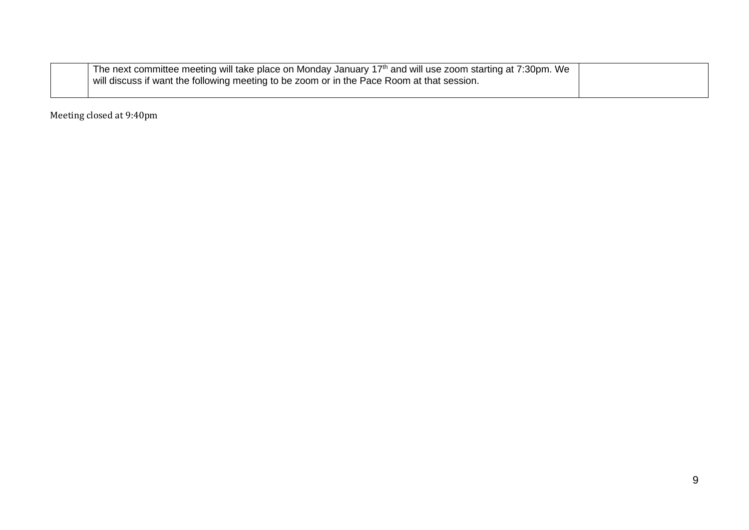| | | |
|---|---|---|
| | The next committee meeting will take place on Monday January 17th and will use zoom starting at 7:30pm. We will discuss if want the following meeting to be zoom or in the Pace Room at that session. | |

Meeting closed at 9:40pm